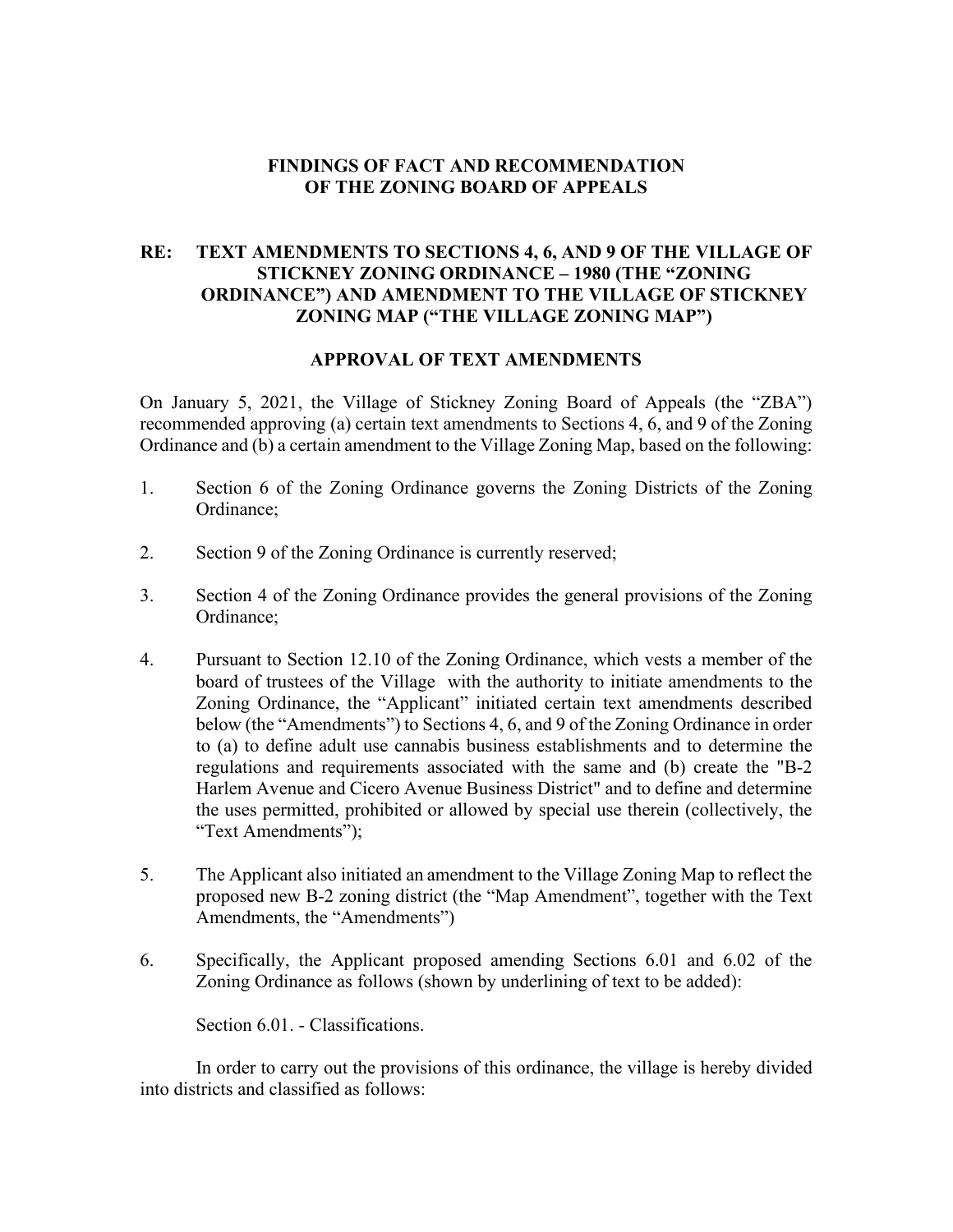**FINDINGS OF FACT AND RECOMMENDATION**
**OF THE ZONING BOARD OF APPEALS**

**RE: TEXT AMENDMENTS TO SECTIONS 4, 6, AND 9 OF THE VILLAGE OF STICKNEY ZONING ORDINANCE – 1980 (THE "ZONING ORDINANCE") AND AMENDMENT TO THE VILLAGE OF STICKNEY ZONING MAP ("THE VILLAGE ZONING MAP")**

**APPROVAL OF TEXT AMENDMENTS**

On January 5, 2021, the Village of Stickney Zoning Board of Appeals (the "ZBA") recommended approving (a) certain text amendments to Sections 4, 6, and 9 of the Zoning Ordinance and (b) a certain amendment to the Village Zoning Map, based on the following:

1. Section 6 of the Zoning Ordinance governs the Zoning Districts of the Zoning Ordinance;

2. Section 9 of the Zoning Ordinance is currently reserved;

3. Section 4 of the Zoning Ordinance provides the general provisions of the Zoning Ordinance;

4. Pursuant to Section 12.10 of the Zoning Ordinance, which vests a member of the board of trustees of the Village with the authority to initiate amendments to the Zoning Ordinance, the "Applicant" initiated certain text amendments described below (the "Amendments") to Sections 4, 6, and 9 of the Zoning Ordinance in order to (a) to define adult use cannabis business establishments and to determine the regulations and requirements associated with the same and (b) create the "B-2 Harlem Avenue and Cicero Avenue Business District" and to define and determine the uses permitted, prohibited or allowed by special use therein (collectively, the "Text Amendments");

5. The Applicant also initiated an amendment to the Village Zoning Map to reflect the proposed new B-2 zoning district (the "Map Amendment", together with the Text Amendments, the "Amendments")

6. Specifically, the Applicant proposed amending Sections 6.01 and 6.02 of the Zoning Ordinance as follows (shown by underlining of text to be added):

   Section 6.01. - Classifications.

   In order to carry out the provisions of this ordinance, the village is hereby divided into districts and classified as follows: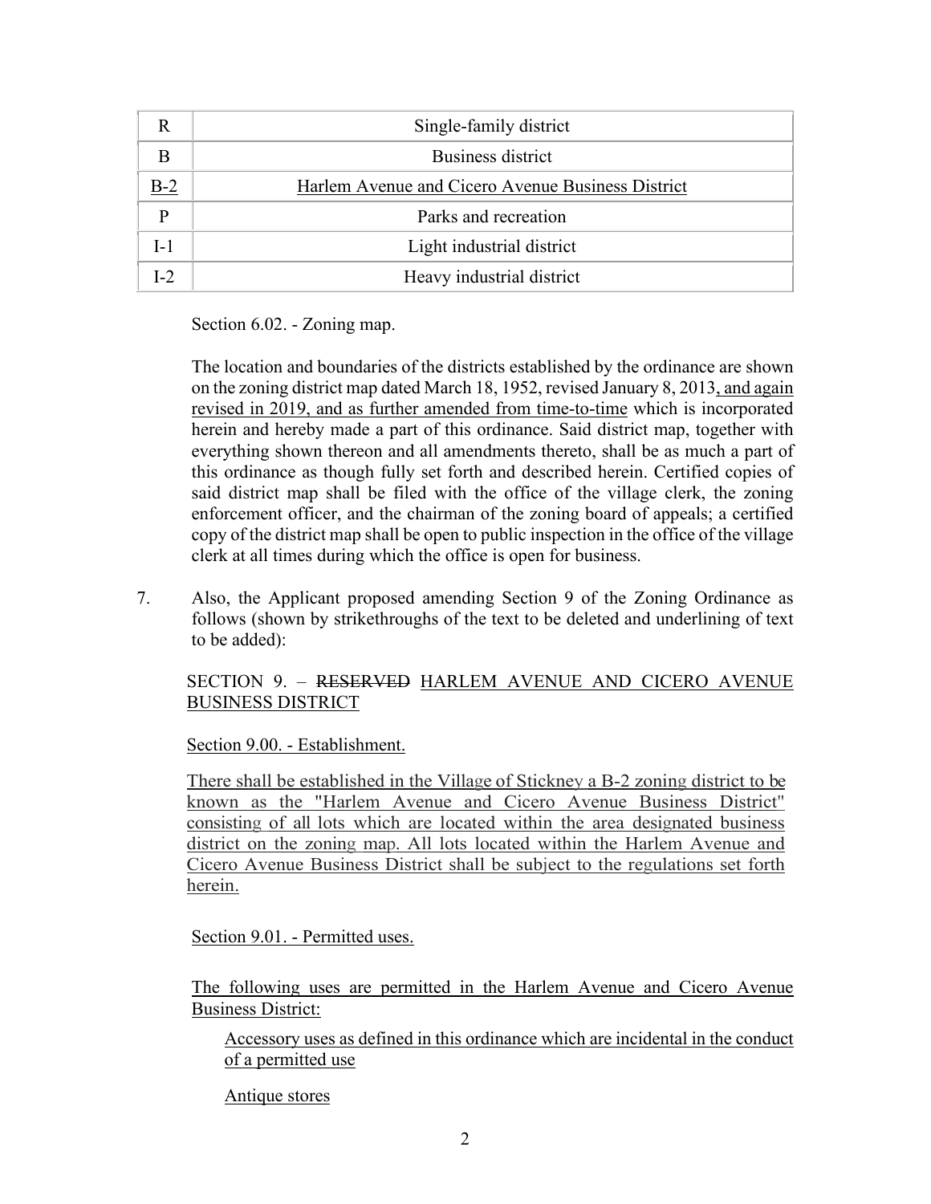| R | Single-family district |
|---|---|
| B | Business district |
| <u>B-2</u> | <u>Harlem Avenue and Cicero Avenue Business District</u> |
| P | Parks and recreation |
| I-1 | Light industrial district |
| I-2 | Heavy industrial district |

Section 6.02. - Zoning map.

The location and boundaries of the districts established by the ordinance are shown on the zoning district map dated March 18, 1952, revised January 8, 2013<u>, and again revised in 2019, and as further amended from time-to-time</u> which is incorporated herein and hereby made a part of this ordinance. Said district map, together with everything shown thereon and all amendments thereto, shall be as much a part of this ordinance as though fully set forth and described herein. Certified copies of said district map shall be filed with the office of the village clerk, the zoning enforcement officer, and the chairman of the zoning board of appeals; a certified copy of the district map shall be open to public inspection in the office of the village clerk at all times during which the office is open for business.

7. Also, the Applicant proposed amending Section 9 of the Zoning Ordinance as follows (shown by strikethroughs of the text to be deleted and underlining of text to be added):

SECTION 9. – ~~RESERVED~~ <u>HARLEM AVENUE AND CICERO AVENUE BUSINESS DISTRICT</u>

<u>Section 9.00. - Establishment.</u>

<u>There shall be established in the Village of Stickney a B-2 zoning district to be known as the "Harlem Avenue and Cicero Avenue Business District" consisting of all lots which are located within the area designated business district on the zoning map. All lots located within the Harlem Avenue and Cicero Avenue Business District shall be subject to the regulations set forth herein.</u>

<u>Section 9.01. - Permitted uses.</u>

<u>The following uses are permitted in the Harlem Avenue and Cicero Avenue Business District:</u>

<u>Accessory uses as defined in this ordinance which are incidental in the conduct of a permitted use</u>

<u>Antique stores</u>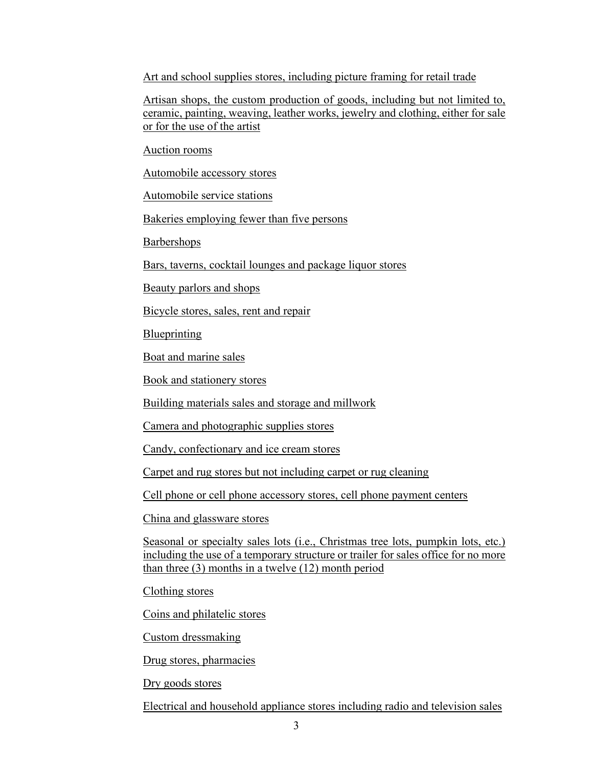Art and school supplies stores, including picture framing for retail trade

Artisan shops, the custom production of goods, including but not limited to, ceramic, painting, weaving, leather works, jewelry and clothing, either for sale or for the use of the artist

Auction rooms

Automobile accessory stores

Automobile service stations

Bakeries employing fewer than five persons

Barbershops

Bars, taverns, cocktail lounges and package liquor stores

Beauty parlors and shops

Bicycle stores, sales, rent and repair

Blueprinting

Boat and marine sales

Book and stationery stores

Building materials sales and storage and millwork

Camera and photographic supplies stores

Candy, confectionary and ice cream stores

Carpet and rug stores but not including carpet or rug cleaning

Cell phone or cell phone accessory stores, cell phone payment centers

China and glassware stores

Seasonal or specialty sales lots (i.e., Christmas tree lots, pumpkin lots, etc.) including the use of a temporary structure or trailer for sales office for no more than three (3) months in a twelve (12) month period

Clothing stores

Coins and philatelic stores

Custom dressmaking

Drug stores, pharmacies

Dry goods stores

Electrical and household appliance stores including radio and television sales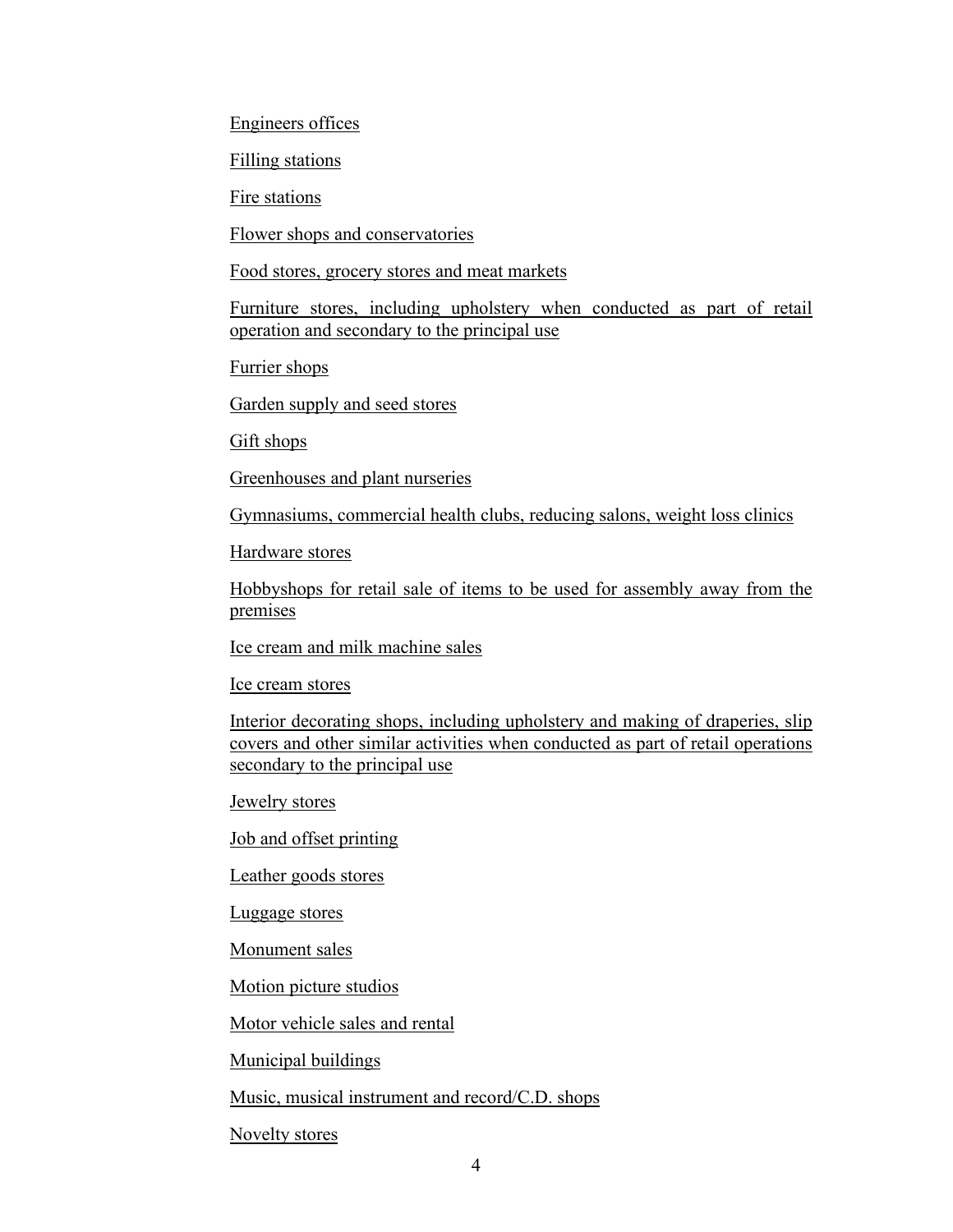<u>Engineers offices</u>

<u>Filling stations</u>

<u>Fire stations</u>

<u>Flower shops and conservatories</u>

<u>Food stores, grocery stores and meat markets</u>

<u>Furniture stores, including upholstery when conducted as part of retail operation and secondary to the principal use</u>

<u>Furrier shops</u>

<u>Garden supply and seed stores</u>

<u>Gift shops</u>

<u>Greenhouses and plant nurseries</u>

<u>Gymnasiums, commercial health clubs, reducing salons, weight loss clinics</u>

<u>Hardware stores</u>

<u>Hobbyshops for retail sale of items to be used for assembly away from the premises</u>

<u>Ice cream and milk machine sales</u>

<u>Ice cream stores</u>

<u>Interior decorating shops, including upholstery and making of draperies, slip covers and other similar activities when conducted as part of retail operations secondary to the principal use</u>

<u>Jewelry stores</u>

<u>Job and offset printing</u>

<u>Leather goods stores</u>

<u>Luggage stores</u>

<u>Monument sales</u>

<u>Motion picture studios</u>

<u>Motor vehicle sales and rental</u>

<u>Municipal buildings</u>

<u>Music, musical instrument and record/C.D. shops</u>

<u>Novelty stores</u>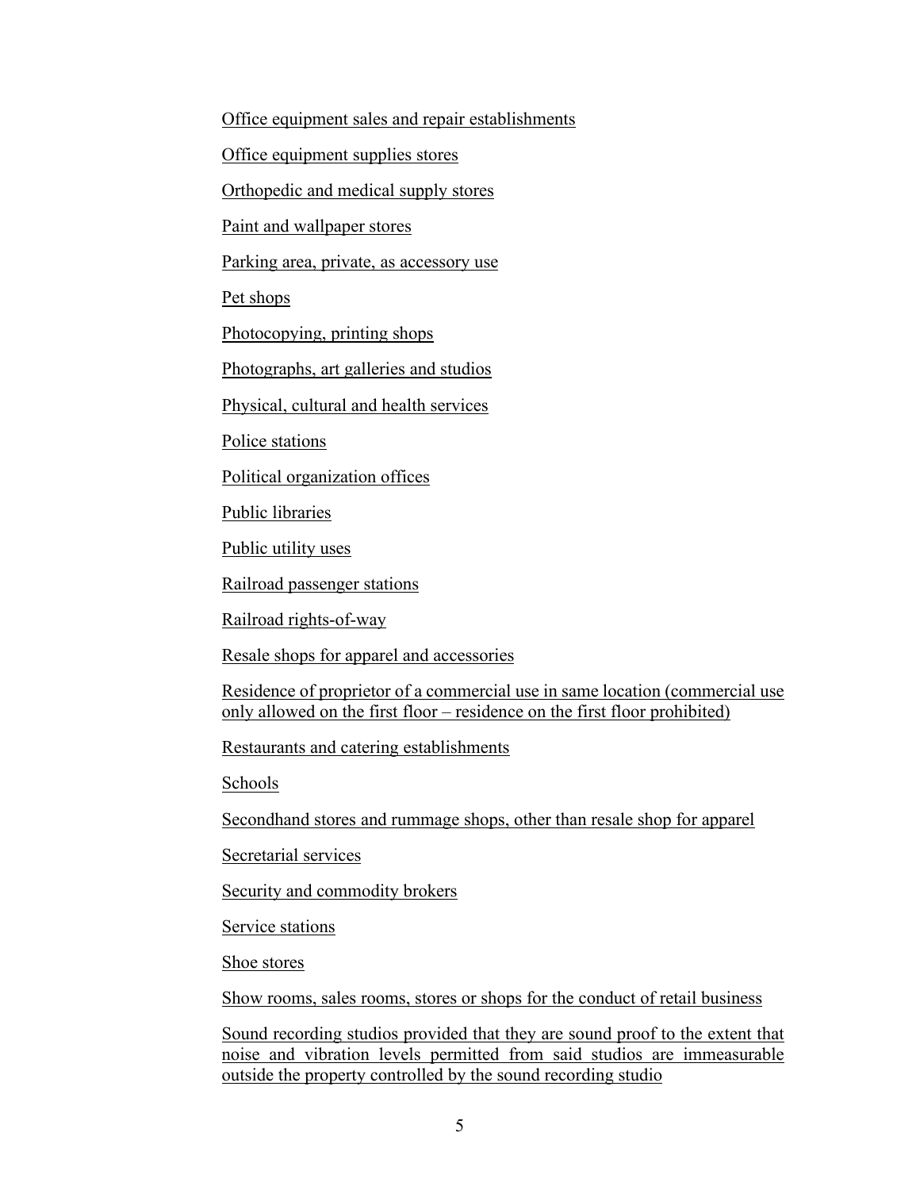Office equipment sales and repair establishments

Office equipment supplies stores

Orthopedic and medical supply stores

Paint and wallpaper stores

Parking area, private, as accessory use

Pet shops

Photocopying, printing shops

Photographs, art galleries and studios

Physical, cultural and health services

Police stations

Political organization offices

Public libraries

Public utility uses

Railroad passenger stations

Railroad rights-of-way

Resale shops for apparel and accessories

Residence of proprietor of a commercial use in same location (commercial use only allowed on the first floor – residence on the first floor prohibited)

Restaurants and catering establishments

Schools

Secondhand stores and rummage shops, other than resale shop for apparel

Secretarial services

Security and commodity brokers

Service stations

Shoe stores

Show rooms, sales rooms, stores or shops for the conduct of retail business

Sound recording studios provided that they are sound proof to the extent that noise and vibration levels permitted from said studios are immeasurable outside the property controlled by the sound recording studio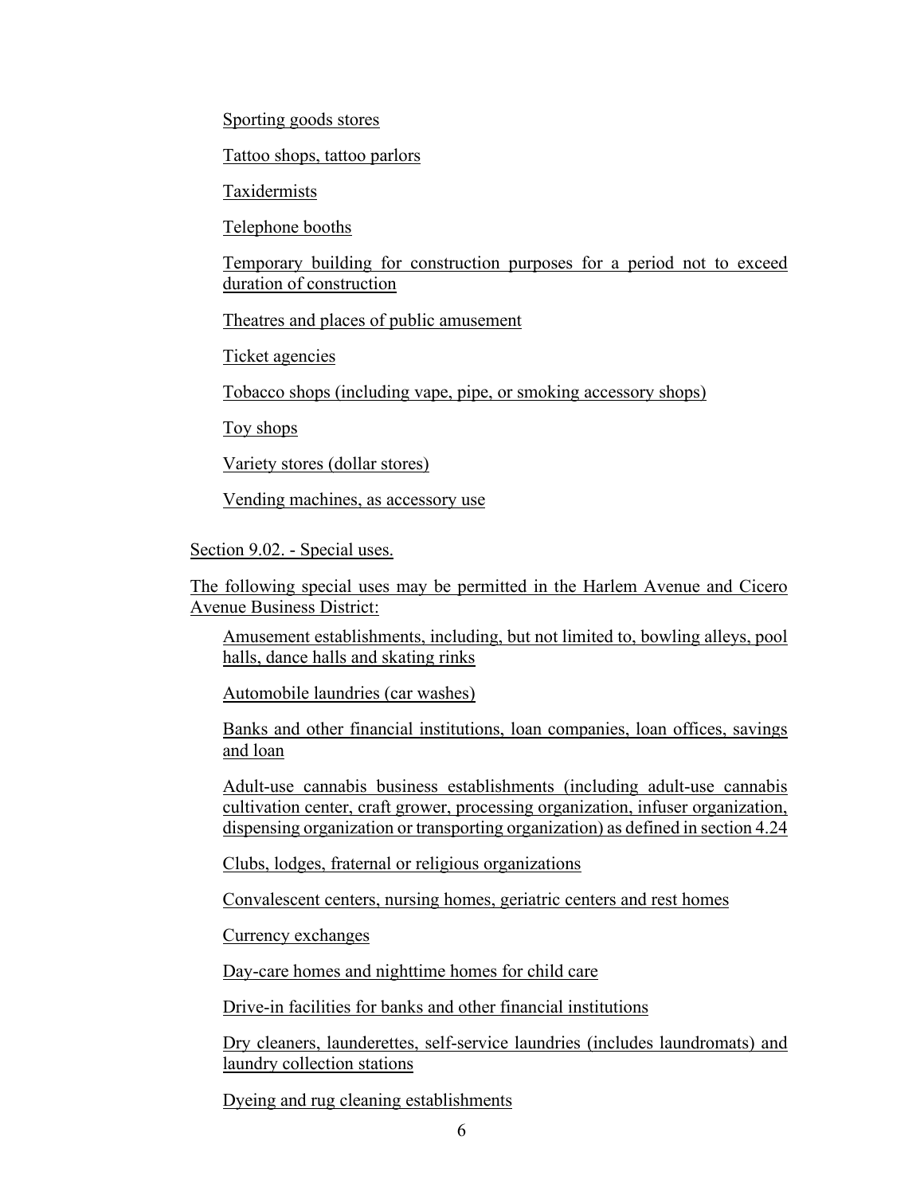Sporting goods stores

Tattoo shops, tattoo parlors

Taxidermists

Telephone booths

Temporary building for construction purposes for a period not to exceed duration of construction

Theatres and places of public amusement

Ticket agencies

Tobacco shops (including vape, pipe, or smoking accessory shops)

Toy shops

Variety stores (dollar stores)

Vending machines, as accessory use

Section 9.02. - Special uses.

The following special uses may be permitted in the Harlem Avenue and Cicero Avenue Business District:

Amusement establishments, including, but not limited to, bowling alleys, pool halls, dance halls and skating rinks

Automobile laundries (car washes)

Banks and other financial institutions, loan companies, loan offices, savings and loan

Adult-use cannabis business establishments (including adult-use cannabis cultivation center, craft grower, processing organization, infuser organization, dispensing organization or transporting organization) as defined in section 4.24

Clubs, lodges, fraternal or religious organizations

Convalescent centers, nursing homes, geriatric centers and rest homes

Currency exchanges

Day-care homes and nighttime homes for child care

Drive-in facilities for banks and other financial institutions

Dry cleaners, launderettes, self-service laundries (includes laundromats) and laundry collection stations

Dyeing and rug cleaning establishments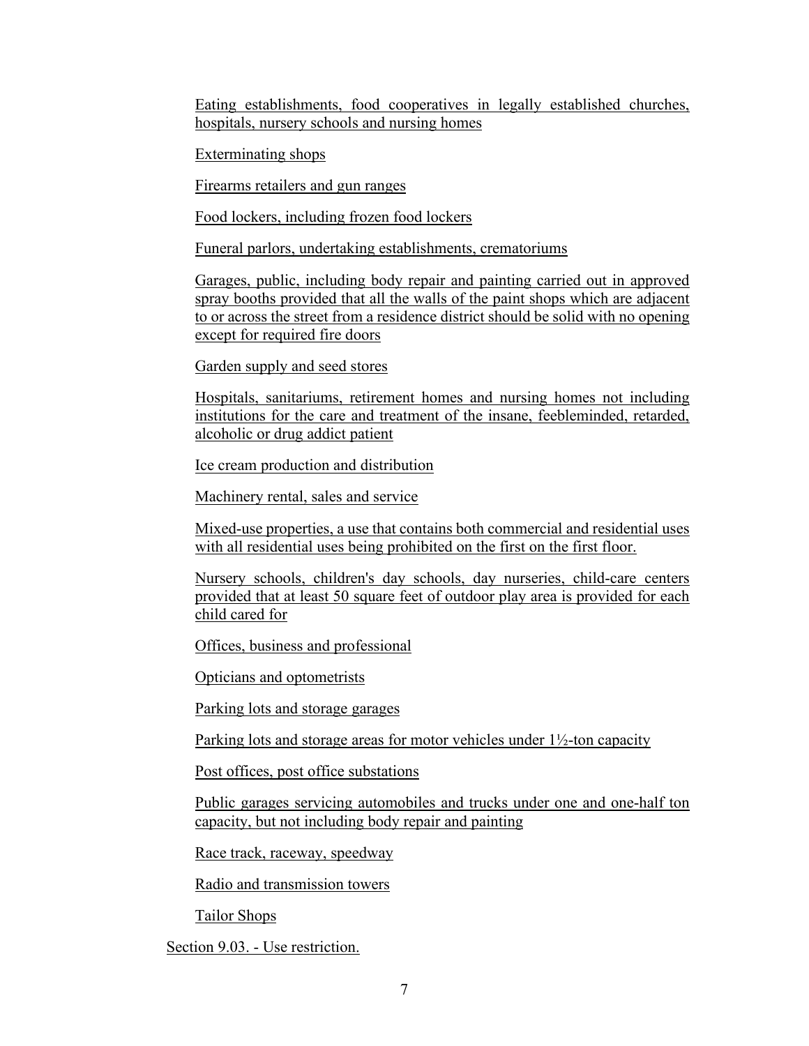Eating establishments, food cooperatives in legally established churches, hospitals, nursery schools and nursing homes

Exterminating shops

Firearms retailers and gun ranges

Food lockers, including frozen food lockers

Funeral parlors, undertaking establishments, crematoriums

Garages, public, including body repair and painting carried out in approved spray booths provided that all the walls of the paint shops which are adjacent to or across the street from a residence district should be solid with no opening except for required fire doors

Garden supply and seed stores

Hospitals, sanitariums, retirement homes and nursing homes not including institutions for the care and treatment of the insane, feebleminded, retarded, alcoholic or drug addict patient

Ice cream production and distribution

Machinery rental, sales and service

Mixed-use properties, a use that contains both commercial and residential uses with all residential uses being prohibited on the first on the first floor.

Nursery schools, children's day schools, day nurseries, child-care centers provided that at least 50 square feet of outdoor play area is provided for each child cared for

Offices, business and professional

Opticians and optometrists

Parking lots and storage garages

Parking lots and storage areas for motor vehicles under 1½-ton capacity

Post offices, post office substations

Public garages servicing automobiles and trucks under one and one-half ton capacity, but not including body repair and painting

Race track, raceway, speedway

Radio and transmission towers

Tailor Shops

Section 9.03. - Use restriction.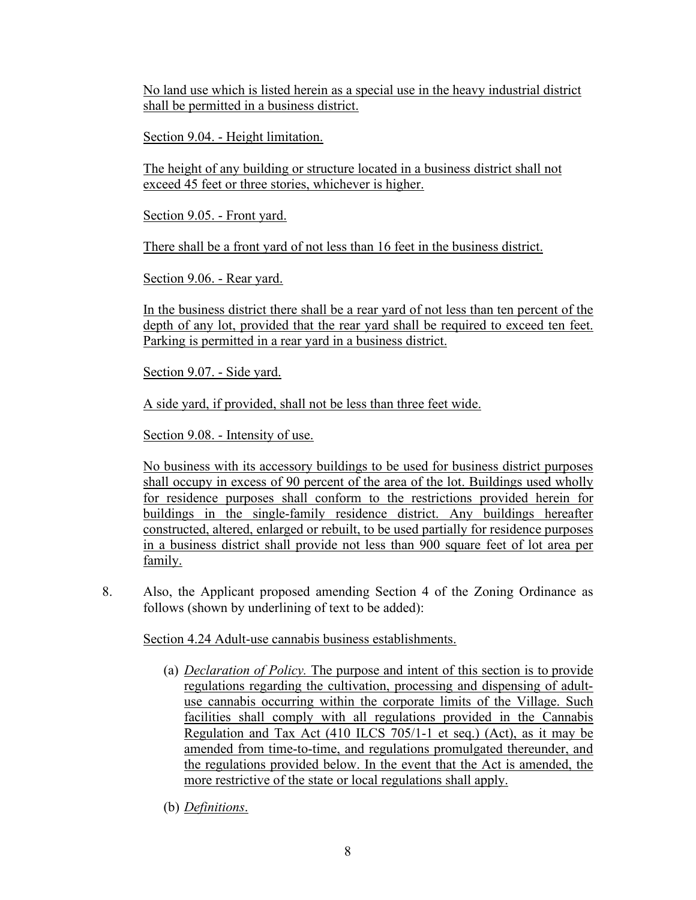No land use which is listed herein as a special use in the heavy industrial district shall be permitted in a business district.

Section 9.04. - Height limitation.

The height of any building or structure located in a business district shall not exceed 45 feet or three stories, whichever is higher.

Section 9.05. - Front yard.

There shall be a front yard of not less than 16 feet in the business district.

Section 9.06. - Rear yard.

In the business district there shall be a rear yard of not less than ten percent of the depth of any lot, provided that the rear yard shall be required to exceed ten feet. Parking is permitted in a rear yard in a business district.

Section 9.07. - Side yard.

A side yard, if provided, shall not be less than three feet wide.

Section 9.08. - Intensity of use.

No business with its accessory buildings to be used for business district purposes shall occupy in excess of 90 percent of the area of the lot. Buildings used wholly for residence purposes shall conform to the restrictions provided herein for buildings in the single-family residence district. Any buildings hereafter constructed, altered, enlarged or rebuilt, to be used partially for residence purposes in a business district shall provide not less than 900 square feet of lot area per family.

8. Also, the Applicant proposed amending Section 4 of the Zoning Ordinance as follows (shown by underlining of text to be added):

Section 4.24 Adult-use cannabis business establishments.

(a) *Declaration of Policy.* The purpose and intent of this section is to provide regulations regarding the cultivation, processing and dispensing of adult-use cannabis occurring within the corporate limits of the Village. Such facilities shall comply with all regulations provided in the Cannabis Regulation and Tax Act (410 ILCS 705/1-1 et seq.) (Act), as it may be amended from time-to-time, and regulations promulgated thereunder, and the regulations provided below. In the event that the Act is amended, the more restrictive of the state or local regulations shall apply.

(b) *Definitions*.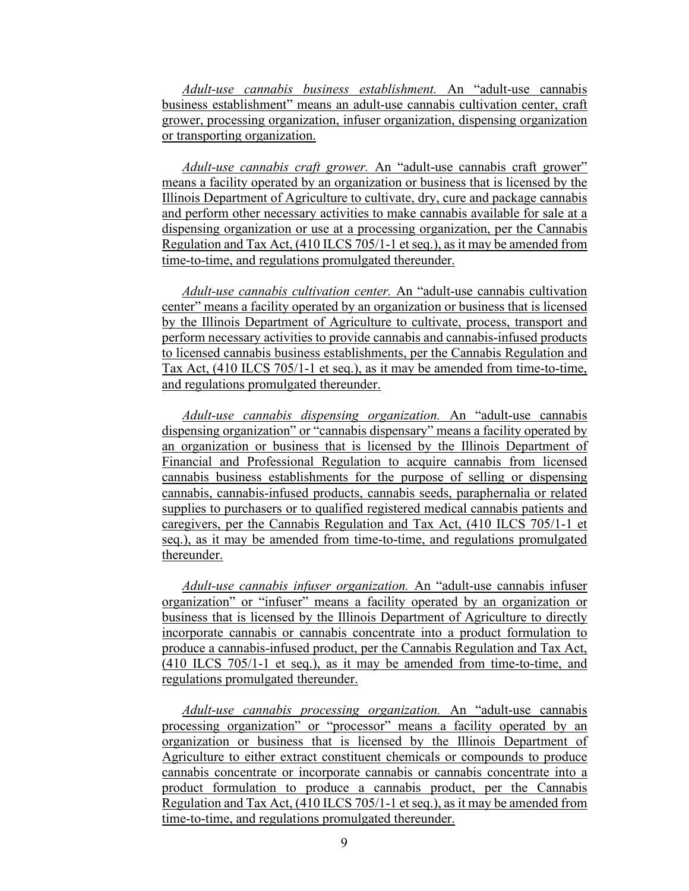*Adult-use cannabis business establishment.* An "adult-use cannabis business establishment" means an adult-use cannabis cultivation center, craft grower, processing organization, infuser organization, dispensing organization or transporting organization.

*Adult-use cannabis craft grower.* An "adult-use cannabis craft grower" means a facility operated by an organization or business that is licensed by the Illinois Department of Agriculture to cultivate, dry, cure and package cannabis and perform other necessary activities to make cannabis available for sale at a dispensing organization or use at a processing organization, per the Cannabis Regulation and Tax Act, (410 ILCS 705/1-1 et seq.), as it may be amended from time-to-time, and regulations promulgated thereunder.

*Adult-use cannabis cultivation center.* An "adult-use cannabis cultivation center" means a facility operated by an organization or business that is licensed by the Illinois Department of Agriculture to cultivate, process, transport and perform necessary activities to provide cannabis and cannabis-infused products to licensed cannabis business establishments, per the Cannabis Regulation and Tax Act, (410 ILCS 705/1-1 et seq.), as it may be amended from time-to-time, and regulations promulgated thereunder.

*Adult-use cannabis dispensing organization.* An "adult-use cannabis dispensing organization" or "cannabis dispensary" means a facility operated by an organization or business that is licensed by the Illinois Department of Financial and Professional Regulation to acquire cannabis from licensed cannabis business establishments for the purpose of selling or dispensing cannabis, cannabis-infused products, cannabis seeds, paraphernalia or related supplies to purchasers or to qualified registered medical cannabis patients and caregivers, per the Cannabis Regulation and Tax Act, (410 ILCS 705/1-1 et seq.), as it may be amended from time-to-time, and regulations promulgated thereunder.

*Adult-use cannabis infuser organization.* An "adult-use cannabis infuser organization" or "infuser" means a facility operated by an organization or business that is licensed by the Illinois Department of Agriculture to directly incorporate cannabis or cannabis concentrate into a product formulation to produce a cannabis-infused product, per the Cannabis Regulation and Tax Act, (410 ILCS 705/1-1 et seq.), as it may be amended from time-to-time, and regulations promulgated thereunder.

*Adult-use cannabis processing organization.* An "adult-use cannabis processing organization" or "processor" means a facility operated by an organization or business that is licensed by the Illinois Department of Agriculture to either extract constituent chemicals or compounds to produce cannabis concentrate or incorporate cannabis or cannabis concentrate into a product formulation to produce a cannabis product, per the Cannabis Regulation and Tax Act, (410 ILCS 705/1-1 et seq.), as it may be amended from time-to-time, and regulations promulgated thereunder.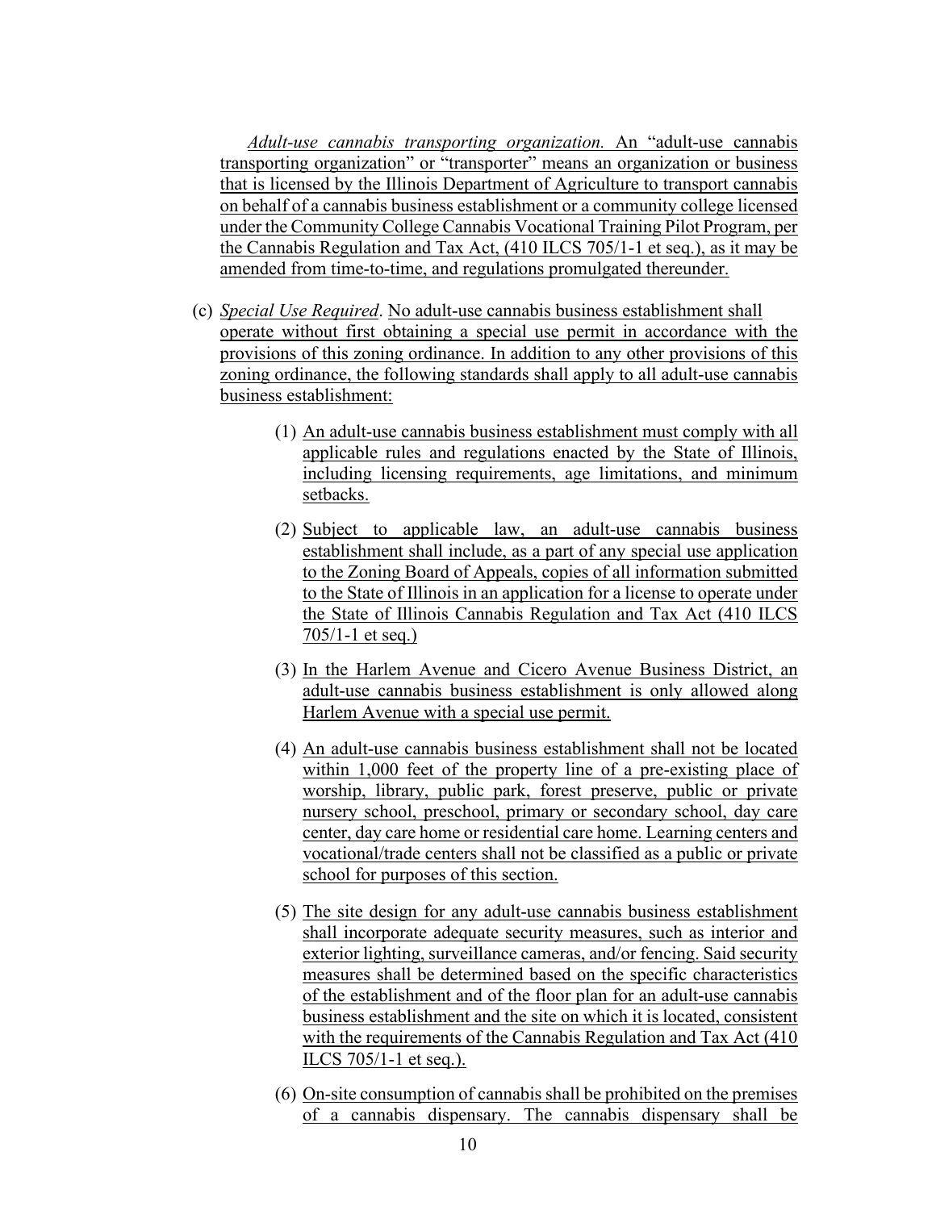*Adult-use cannabis transporting organization.* An "adult-use cannabis transporting organization" or "transporter" means an organization or business that is licensed by the Illinois Department of Agriculture to transport cannabis on behalf of a cannabis business establishment or a community college licensed under the Community College Cannabis Vocational Training Pilot Program, per the Cannabis Regulation and Tax Act, (410 ILCS 705/1-1 et seq.), as it may be amended from time-to-time, and regulations promulgated thereunder.

(c) *Special Use Required*. No adult-use cannabis business establishment shall operate without first obtaining a special use permit in accordance with the provisions of this zoning ordinance. In addition to any other provisions of this zoning ordinance, the following standards shall apply to all adult-use cannabis business establishment:

(1) An adult-use cannabis business establishment must comply with all applicable rules and regulations enacted by the State of Illinois, including licensing requirements, age limitations, and minimum setbacks.

(2) Subject to applicable law, an adult-use cannabis business establishment shall include, as a part of any special use application to the Zoning Board of Appeals, copies of all information submitted to the State of Illinois in an application for a license to operate under the State of Illinois Cannabis Regulation and Tax Act (410 ILCS 705/1-1 et seq.)

(3) In the Harlem Avenue and Cicero Avenue Business District, an adult-use cannabis business establishment is only allowed along Harlem Avenue with a special use permit.

(4) An adult-use cannabis business establishment shall not be located within 1,000 feet of the property line of a pre-existing place of worship, library, public park, forest preserve, public or private nursery school, preschool, primary or secondary school, day care center, day care home or residential care home. Learning centers and vocational/trade centers shall not be classified as a public or private school for purposes of this section.

(5) The site design for any adult-use cannabis business establishment shall incorporate adequate security measures, such as interior and exterior lighting, surveillance cameras, and/or fencing. Said security measures shall be determined based on the specific characteristics of the establishment and of the floor plan for an adult-use cannabis business establishment and the site on which it is located, consistent with the requirements of the Cannabis Regulation and Tax Act (410 ILCS 705/1-1 et seq.).

(6) On-site consumption of cannabis shall be prohibited on the premises of a cannabis dispensary. The cannabis dispensary shall be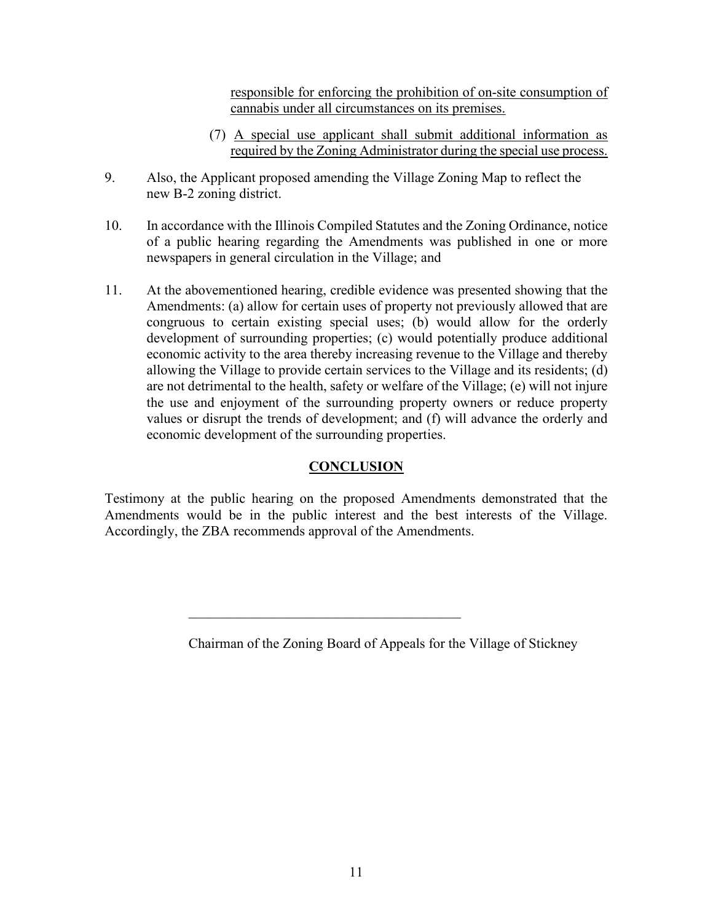responsible for enforcing the prohibition of on-site consumption of cannabis under all circumstances on its premises.

(7) A special use applicant shall submit additional information as required by the Zoning Administrator during the special use process.

9. Also, the Applicant proposed amending the Village Zoning Map to reflect the new B-2 zoning district.

10. In accordance with the Illinois Compiled Statutes and the Zoning Ordinance, notice of a public hearing regarding the Amendments was published in one or more newspapers in general circulation in the Village; and

11. At the abovementioned hearing, credible evidence was presented showing that the Amendments: (a) allow for certain uses of property not previously allowed that are congruous to certain existing special uses; (b) would allow for the orderly development of surrounding properties; (c) would potentially produce additional economic activity to the area thereby increasing revenue to the Village and thereby allowing the Village to provide certain services to the Village and its residents; (d) are not detrimental to the health, safety or welfare of the Village; (e) will not injure the use and enjoyment of the surrounding property owners or reduce property values or disrupt the trends of development; and (f) will advance the orderly and economic development of the surrounding properties.

## CONCLUSION

Testimony at the public hearing on the proposed Amendments demonstrated that the Amendments would be in the public interest and the best interests of the Village. Accordingly, the ZBA recommends approval of the Amendments.

\_\_\_\_\_\_\_\_\_\_\_\_\_\_\_\_\_\_\_\_\_\_\_\_\_\_\_\_\_\_\_\_\_\_\_\_\_\_\_\_

Chairman of the Zoning Board of Appeals for the Village of Stickney